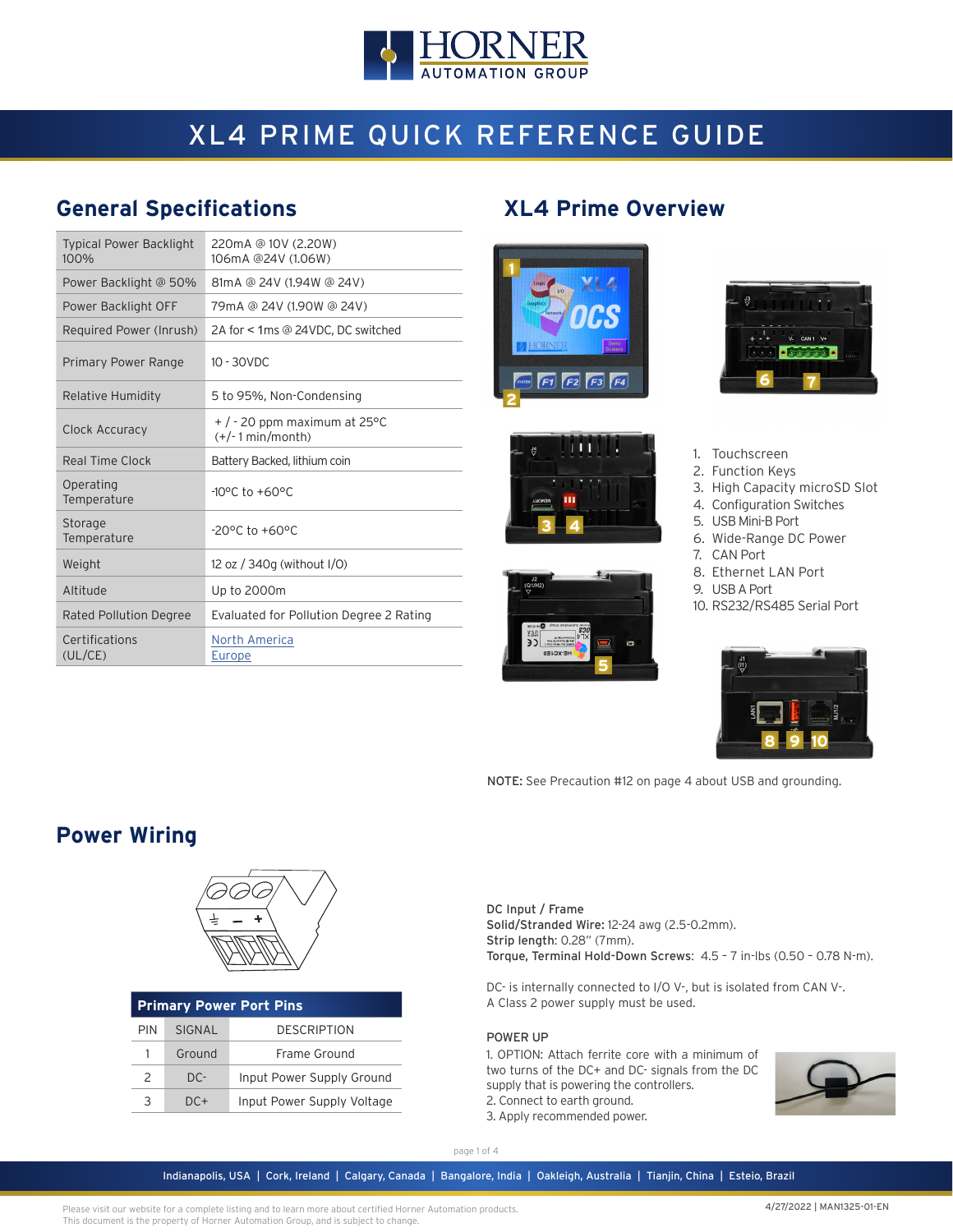# XL4 PRIME QUICK REFERENCE GUIDE

## General Specifications

| | |
|---|---|
| Typical Power Backlight 100% | 220mA @ 10V (2.20W)<br>106mA @24V (1.06W) |
| Power Backlight @ 50% | 81mA @ 24V (1.94W @ 24V) |
| Power Backlight OFF | 79mA @ 24V (1.90W @ 24V) |
| Required Power (Inrush) | 2A for < 1ms @ 24VDC, DC switched |
| Primary Power Range | 10 - 30VDC |
| Relative Humidity | 5 to 95%, Non-Condensing |
| Clock Accuracy | + / - 20 ppm maximum at 25°C<br>(+/- 1 min/month) |
| Real Time Clock | Battery Backed, lithium coin |
| Operating Temperature | -10°C to +60°C |
| Storage Temperature | -20°C to +60°C |
| Weight | 12 oz / 340g (without I/O) |
| Altitude | Up to 2000m |
| Rated Pollution Degree | Evaluated for Pollution Degree 2 Rating |
| Certifications (UL/CE) | North America<br>Europe |

## XL4 Prime Overview

1. Touchscreen
2. Function Keys
3. High Capacity microSD Slot
4. Configuration Switches
5. USB Mini-B Port
6. Wide-Range DC Power
7. CAN Port
8. Ethernet LAN Port
9. USB A Port
10. RS232/RS485 Serial Port

**NOTE:** See Precaution #12 on page 4 about USB and grounding.

## Power Wiring

**Primary Power Port Pins**

| PIN | SIGNAL | DESCRIPTION |
|---|---|---|
| 1 | Ground | Frame Ground |
| 2 | DC- | Input Power Supply Ground |
| 3 | DC+ | Input Power Supply Voltage |

DC Input / Frame
**Solid/Stranded Wire:** 12-24 awg (2.5-0.2mm).
**Strip length:** 0.28" (7mm).
**Torque, Terminal Hold-Down Screws:** 4.5 - 7 in-lbs (0.50 - 0.78 N-m).

DC- is internally connected to I/O V-, but is isolated from CAN V-.
A Class 2 power supply must be used.

POWER UP
1. OPTION: Attach ferrite core with a minimum of two turns of the DC+ and DC- signals from the DC supply that is powering the controllers.
2. Connect to earth ground.
3. Apply recommended power.

Indianapolis, USA | Cork, Ireland | Calgary, Canada | Bangalore, India | Oakleigh, Australia | Tianjin, China | Esteio, Brazil

Please visit our website for a complete listing and to learn more about certified Horner Automation products.
This document is the property of Horner Automation Group, and is subject to change.

4/27/2022 | MAN1325-01-EN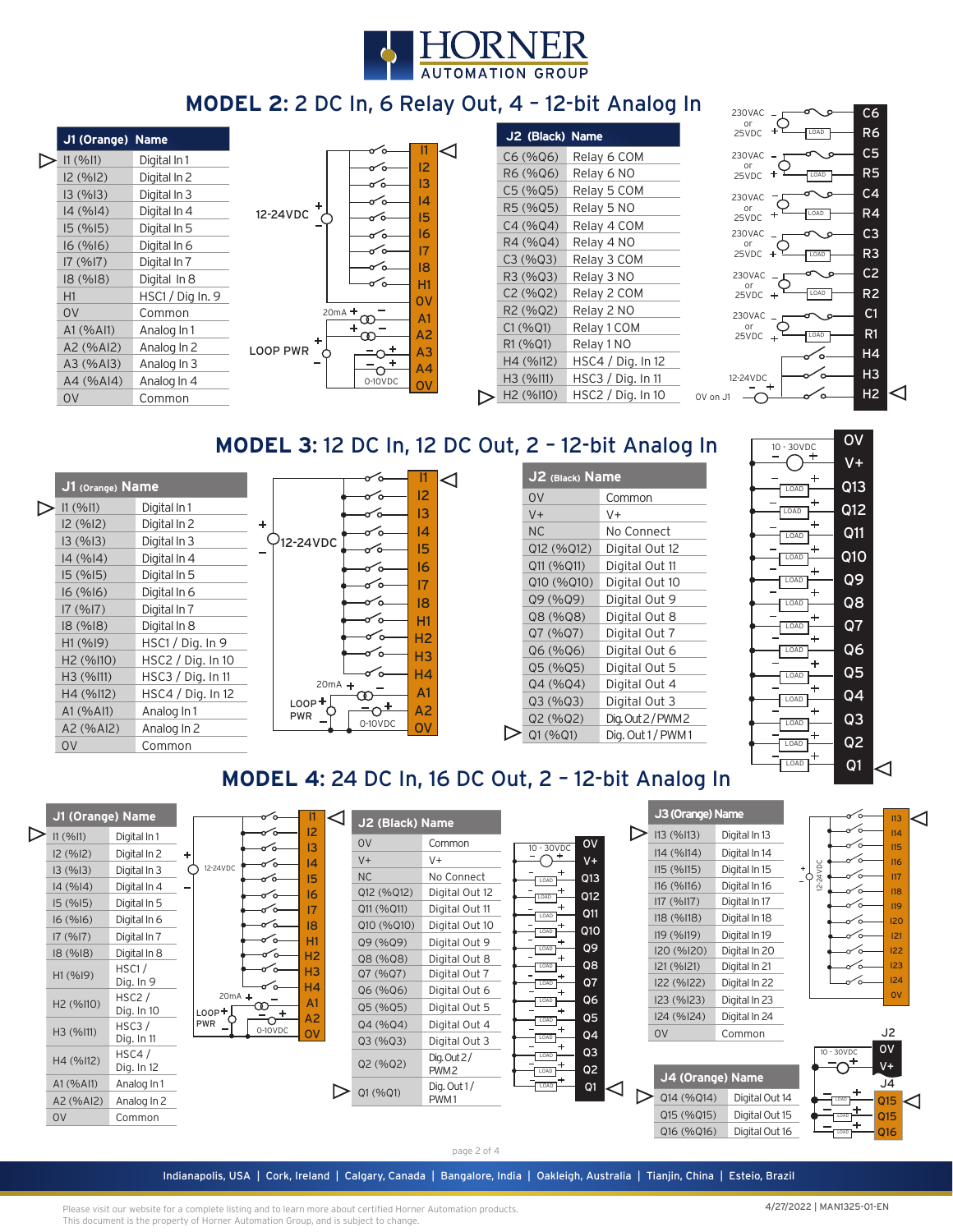# MODEL 2: 2 DC In, 6 Relay Out, 4 – 12-bit Analog In

| J1 (Orange) | Name |
|---|---|
| I1 (%I1) | Digital In 1 |
| I2 (%I2) | Digital In 2 |
| I3 (%I3) | Digital In 3 |
| I4 (%I4) | Digital In 4 |
| I5 (%I5) | Digital In 5 |
| I6 (%I6) | Digital In 6 |
| I7 (%I7) | Digital In 7 |
| I8 (%I8) | Digital In 8 |
| H1 | HSC1 / Dig In. 9 |
| 0V | Common |
| A1 (%AI1) | Analog In 1 |
| A2 (%AI2) | Analog In 2 |
| A3 (%AI3) | Analog In 3 |
| A4 (%AI4) | Analog In 4 |
| 0V | Common |

12-24VDC
LOOP PWR
20mA
0-10VDC

| J2 (Black) | Name |
|---|---|
| C6 (%Q6) | Relay 6 COM |
| R6 (%Q6) | Relay 6 NO |
| C5 (%Q5) | Relay 5 COM |
| R5 (%Q5) | Relay 5 NO |
| C4 (%Q4) | Relay 4 COM |
| R4 (%Q4) | Relay 4 NO |
| C3 (%Q3) | Relay 3 COM |
| R3 (%Q3) | Relay 3 NO |
| C2 (%Q2) | Relay 2 COM |
| R2 (%Q2) | Relay 2 NO |
| C1 (%Q1) | Relay 1 COM |
| R1 (%Q1) | Relay 1 NO |
| H4 (%I12) | HSC4 / Dig. In 12 |
| H3 (%I11) | HSC3 / Dig. In 11 |
| H2 (%I10) | HSC2 / Dig. In 10 |

230VAC or 25VDC
LOAD
12-24VDC
0V on J1

# MODEL 3: 12 DC In, 12 DC Out, 2 – 12-bit Analog In

| J1 (Orange) | Name |
|---|---|
| I1 (%I1) | Digital In 1 |
| I2 (%I2) | Digital In 2 |
| I3 (%I3) | Digital In 3 |
| I4 (%I4) | Digital In 4 |
| I5 (%I5) | Digital In 5 |
| I6 (%I6) | Digital In 6 |
| I7 (%I7) | Digital In 7 |
| I8 (%I8) | Digital In 8 |
| H1 (%I9) | HSC1 / Dig. In 9 |
| H2 (%I10) | HSC2 / Dig. In 10 |
| H3 (%I11) | HSC3 / Dig. In 11 |
| H4 (%I12) | HSC4 / Dig. In 12 |
| A1 (%AI1) | Analog In 1 |
| A2 (%AI2) | Analog In 2 |
| 0V | Common |

12-24VDC
20mA
LOOP PWR
0-10VDC

| J2 (Black) | Name |
|---|---|
| 0V | Common |
| V+ | V+ |
| NC | No Connect |
| Q12 (%Q12) | Digital Out 12 |
| Q11 (%Q11) | Digital Out 11 |
| Q10 (%Q10) | Digital Out 10 |
| Q9 (%Q9) | Digital Out 9 |
| Q8 (%Q8) | Digital Out 8 |
| Q7 (%Q7) | Digital Out 7 |
| Q6 (%Q6) | Digital Out 6 |
| Q5 (%Q5) | Digital Out 5 |
| Q4 (%Q4) | Digital Out 4 |
| Q3 (%Q3) | Digital Out 3 |
| Q2 (%Q2) | Dig. Out 2 / PWM 2 |
| Q1 (%Q1) | Dig. Out 1 / PWM 1 |

10 - 30VDC
LOAD

# MODEL 4: 24 DC In, 16 DC Out, 2 – 12-bit Analog In

| J1 (Orange) | Name |
|---|---|
| I1 (%I1) | Digital In 1 |
| I2 (%I2) | Digital In 2 |
| I3 (%I3) | Digital In 3 |
| I4 (%I4) | Digital In 4 |
| I5 (%I5) | Digital In 5 |
| I6 (%I6) | Digital In 6 |
| I7 (%I7) | Digital In 7 |
| I8 (%I8) | Digital In 8 |
| H1 (%I9) | HSC1 / Dig. In 9 |
| H2 (%I10) | HSC2 / Dig. In 10 |
| H3 (%I11) | HSC3 / Dig. In 11 |
| H4 (%I12) | HSC4 / Dig. In 12 |
| A1 (%AI1) | Analog In 1 |
| A2 (%AI2) | Analog In 2 |
| 0V | Common |

12-24VDC
20mA
LOOP PWR
0-10VDC

| J2 (Black) | Name |
|---|---|
| 0V | Common |
| V+ | V+ |
| NC | No Connect |
| Q12 (%Q12) | Digital Out 12 |
| Q11 (%Q11) | Digital Out 11 |
| Q10 (%Q10) | Digital Out 10 |
| Q9 (%Q9) | Digital Out 9 |
| Q8 (%Q8) | Digital Out 8 |
| Q7 (%Q7) | Digital Out 7 |
| Q6 (%Q6) | Digital Out 6 |
| Q5 (%Q5) | Digital Out 5 |
| Q4 (%Q4) | Digital Out 4 |
| Q3 (%Q3) | Digital Out 3 |
| Q2 (%Q2) | Dig. Out 2 / PWM 2 |
| Q1 (%Q1) | Dig. Out 1 / PWM 1 |

10 - 30VDC
LOAD

| J3 (Orange) | Name |
|---|---|
| I13 (%I13) | Digital In 13 |
| I14 (%I14) | Digital In 14 |
| I15 (%I15) | Digital In 15 |
| I16 (%I16) | Digital In 16 |
| I17 (%I17) | Digital In 17 |
| I18 (%I18) | Digital In 18 |
| I19 (%I19) | Digital In 19 |
| I20 (%I20) | Digital In 20 |
| I21 (%I21) | Digital In 21 |
| I22 (%I22) | Digital In 22 |
| I23 (%I23) | Digital In 23 |
| I24 (%I24) | Digital In 24 |
| 0V | Common |

12-24VDC

| J4 (Orange) | Name |
|---|---|
| Q14 (%Q14) | Digital Out 14 |
| Q15 (%Q15) | Digital Out 15 |
| Q16 (%Q16) | Digital Out 16 |

J2
10 - 30VDC
J4
LOAD

Indianapolis, USA | Cork, Ireland | Calgary, Canada | Bangalore, India | Oakleigh, Australia | Tianjin, China | Esteio, Brazil

Please visit our website for a complete listing and to learn more about certified Horner Automation products.
This document is the property of Horner Automation Group, and is subject to change.

4/27/2022 | MAN1325-01-EN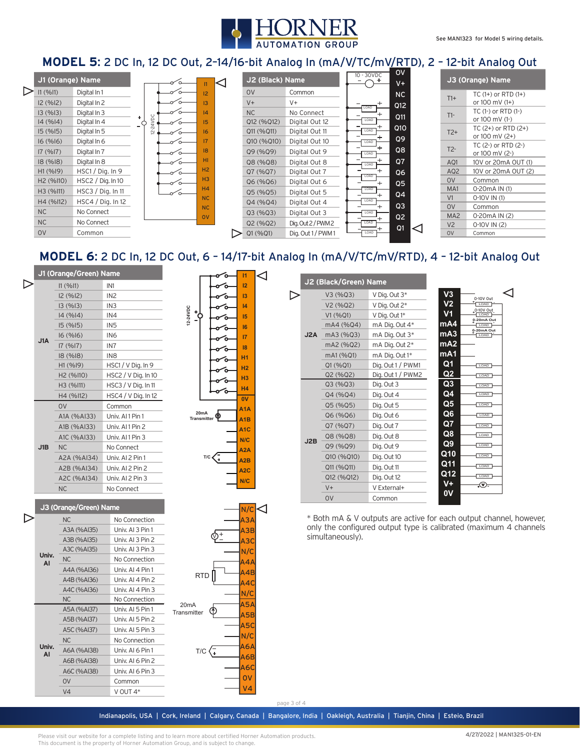See MAN1323 for Model 5 wiring details.

## MODEL 5: 2 DC In, 12 DC Out, 2-14/16-bit Analog In (mA/V/TC/mV/RTD), 2 - 12-bit Analog Out

| J1 (Orange) | Name |
|---|---|
| I1 (%I1) | Digital In 1 |
| I2 (%I2) | Digital In 2 |
| I3 (%I3) | Digital In 3 |
| I4 (%I4) | Digital In 4 |
| I5 (%I5) | Digital In 5 |
| I6 (%I6) | Digital In 6 |
| I7 (%I7) | Digital In 7 |
| I8 (%I8) | Digital In 8 |
| H1 (%I9) | HSC1 / Dig. In 9 |
| H2 (%I10) | HSC2 / Dig. In 10 |
| H3 (%I11) | HSC3 / Dig. In 11 |
| H4 (%I12) | HSC4 / Dig. In 12 |
| NC | No Connect |
| NC | No Connect |
| 0V | Common |

12-24VDC

| J2 (Black) | Name |
|---|---|
| 0V | Common |
| V+ | V+ |
| NC | No Connect |
| Q12 (%Q12) | Digital Out 12 |
| Q11 (%Q11) | Digital Out 11 |
| Q10 (%Q10) | Digital Out 10 |
| Q9 (%Q9) | Digital Out 9 |
| Q8 (%Q8) | Digital Out 8 |
| Q7 (%Q7) | Digital Out 7 |
| Q6 (%Q6) | Digital Out 6 |
| Q5 (%Q5) | Digital Out 5 |
| Q4 (%Q4) | Digital Out 4 |
| Q3 (%Q3) | Digital Out 3 |
| Q2 (%Q2) | Dig. Out 2 / PWM 2 |
| Q1 (%Q1) | Dig. Out 1 / PWM 1 |

10 - 30VDC

| J3 (Orange) | Name |
|---|---|
| T1+ | TC (1+) or RTD (1+) or 100 mV (1+) |
| T1- | TC (1-) or RTD (1-) or 100 mV (1-) |
| T2+ | TC (2+) or RTD (2+) or 100 mV (2+) |
| T2- | TC (2-) or RTD (2-) or 100 mV (2-) |
| AQ1 | 10V or 20mA OUT (1) |
| AQ2 | 10V or 20mA OUT (2) |
| 0V | Common |
| MA1 | 0-20mA IN (1) |
| V1 | 0-10V IN (1) |
| 0V | Common |
| MA2 | 0-20mA IN (2) |
| V2 | 0-10V IN (2) |
| 0V | Common |

## MODEL 6: 2 DC In, 12 DC Out, 6 - 14/17-bit Analog In (mA/V/TC/mV/RTD), 4 - 12-bit Analog Out

| | J1 (Orange/Green) | Name |
|---|---|---|
| J1A | I1 (%I1) | IN1 |
| | I2 (%I2) | IN2 |
| | I3 (%I3) | IN3 |
| | I4 (%I4) | IN4 |
| | I5 (%I5) | IN5 |
| | I6 (%I6) | IN6 |
| | I7 (%I7) | IN7 |
| | I8 (%I8) | IN8 |
| | H1 (%I9) | HSC1 / V Dig. In 9 |
| | H2 (%I10) | HSC2 / V Dig. In 10 |
| | H3 (%I11) | HSC3 / V Dig. In 11 |
| | H4 (%I12) | HSC4 / V Dig. In 12 |
| J1B | 0V | Common |
| | A1A (%AI33) | Univ. AI 1 Pin 1 |
| | A1B (%AI33) | Univ. AI 1 Pin 2 |
| | A1C (%AI33) | Univ. AI 1 Pin 3 |
| | NC | No Connect |
| | A2A (%AI34) | Univ. AI 2 Pin 1 |
| | A2B (%AI34) | Univ. AI 2 Pin 2 |
| | A2C (%AI34) | Univ. AI 2 Pin 3 |
| | NC | No Connect |

12-24VDC

20mA Transmitter

T/C

| | J3 (Orange/Green) | Name |
|---|---|---|
| Univ. AI | NC | No Connection |
| | A3A (%AI35) | Univ. AI 3 Pin 1 |
| | A3B (%AI35) | Univ. AI 3 Pin 2 |
| | A3C (%AI35) | Univ. AI 3 Pin 3 |
| | NC | No Connection |
| | A4A (%AI36) | Univ. AI 4 Pin 1 |
| | A4B (%AI36) | Univ. AI 4 Pin 2 |
| | A4C (%AI36) | Univ. AI 4 Pin 3 |
| | NC | No Connection |
| Univ. AI | A5A (%AI37) | Univ. AI 5 Pin 1 |
| | A5B (%AI37) | Univ. AI 5 Pin 2 |
| | A5C (%AI37) | Univ. AI 5 Pin 3 |
| | NC | No Connection |
| | A6A (%AI38) | Univ. AI 6 Pin 1 |
| | A6B (%AI38) | Univ. AI 6 Pin 2 |
| | A6C (%AI38) | Univ. AI 6 Pin 3 |
| | 0V | Common |
| | V4 | V OUT 4* |

RTD

20mA Transmitter

T/C

| | J2 (Black/Green) | Name |
|---|---|---|
| J2A | V3 (%Q3) | V Dig. Out 3* |
| | V2 (%Q2) | V Dig. Out 2* |
| | V1 (%Q1) | V Dig. Out 1* |
| | mA4 (%Q4) | mA Dig. Out 4* |
| | mA3 (%Q3) | mA Dig. Out 3* |
| | mA2 (%Q2) | mA Dig. Out 2* |
| | mA1 (%Q1) | mA Dig. Out 1* |
| | Q1 (%Q1) | Dig. Out 1 / PWM1 |
| | Q2 (%Q2) | Dig. Out 1 / PWM2 |
| J2B | Q3 (%Q3) | Dig. Out 3 |
| | Q4 (%Q4) | Dig. Out 4 |
| | Q5 (%Q5) | Dig. Out 5 |
| | Q6 (%Q6) | Dig. Out 6 |
| | Q7 (%Q7) | Dig. Out 7 |
| | Q8 (%Q8) | Dig. Out 8 |
| | Q9 (%Q9) | Dig. Out 9 |
| | Q10 (%Q10) | Dig. Out 10 |
| | Q11 (%Q11) | Dig. Out 11 |
| | Q12 (%Q12) | Dig. Out 12 |
| | V+ | V External+ |
| | 0V | Common |

0-10V Out

0-20mA Out

\* Both mA & V outputs are active for each output channel, however, only the configured output type is calibrated (maximum 4 channels simultaneously).

Indianapolis, USA | Cork, Ireland | Calgary, Canada | Bangalore, India | Oakleigh, Australia | Tianjin, China | Esteio, Brazil

Please visit our website for a complete listing and to learn more about certified Horner Automation products.
This document is the property of Horner Automation Group, and is subject to change.

4/27/2022 | MAN1325-01-EN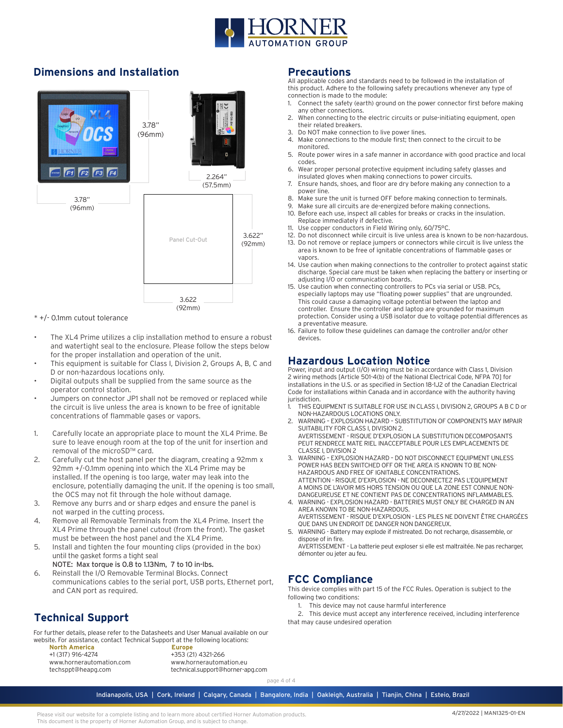## Dimensions and Installation

3.78"
(96mm)

2.264"
(57.5mm)

3.78"
(96mm)

Panel Cut-Out

3.622"
(92mm)

3.622
(92mm)

* +/- 0.1mm cutout tolerance

- The XL4 Prime utilizes a clip installation method to ensure a robust and watertight seal to the enclosure. Please follow the steps below for the proper installation and operation of the unit.
- This equipment is suitable for Class I, Division 2, Groups A, B, C and D or non-hazardous locations only.
- Digital outputs shall be supplied from the same source as the operator control station.
- Jumpers on connector JP1 shall not be removed or replaced while the circuit is live unless the area is known to be free of ignitable concentrations of flammable gases or vapors.

1. Carefully locate an appropriate place to mount the XL4 Prime. Be sure to leave enough room at the top of the unit for insertion and removal of the microSD™ card.
2. Carefully cut the host panel per the diagram, creating a 92mm x 92mm +/-0.1mm opening into which the XL4 Prime may be installed. If the opening is too large, water may leak into the enclosure, potentially damaging the unit. If the opening is too small, the OCS may not fit through the hole without damage.
3. Remove any burrs and or sharp edges and ensure the panel is not warped in the cutting process.
4. Remove all Removable Terminals from the XL4 Prime. Insert the XL4 Prime through the panel cutout (from the front). The gasket must be between the host panel and the XL4 Prime.
5. Install and tighten the four mounting clips (provided in the box) until the gasket forms a tight seal
   NOTE: Max torque is 0.8 to 1.13Nm, 7 to 10 in-lbs.
6. Reinstall the I/O Removable Terminal Blocks. Connect communications cables to the serial port, USB ports, Ethernet port, and CAN port as required.

## Technical Support

For further details, please refer to the Datasheets and User Manual available on our website. For assistance, contact Technical Support at the following locations:

**North America**
+1 (317) 916-4274
www.hornerautomation.com
techsppt@heapg.com

**Europe**
+353 (21) 4321-266
www.hornerautomation.eu
technical.support@horner-apg.com

## Precautions

All applicable codes and standards need to be followed in the installation of this product. Adhere to the following safety precautions whenever any type of connection is made to the module:

1. Connect the safety (earth) ground on the power connector first before making any other connections.
2. When connecting to the electric circuits or pulse-initiating equipment, open their related breakers.
3. Do NOT make connection to live power lines.
4. Make connections to the module first; then connect to the circuit to be monitored.
5. Route power wires in a safe manner in accordance with good practice and local codes.
6. Wear proper personal protective equipment including safety glasses and insulated gloves when making connections to power circuits.
7. Ensure hands, shoes, and floor are dry before making any connection to a power line.
8. Make sure the unit is turned OFF before making connection to terminals.
9. Make sure all circuits are de-energized before making connections.
10. Before each use, inspect all cables for breaks or cracks in the insulation. Replace immediately if defective.
11. Use copper conductors in Field Wiring only, 60/75°C.
12. Do not disconnect while circuit is live unless area is known to be non-hazardous.
13. Do not remove or replace jumpers or connectors while circuit is live unless the area is known to be free of ignitable concentrations of flammable gases or vapors.
14. Use caution when making connections to the controller to protect against static discharge. Special care must be taken when replacing the battery or inserting or adjusting I/O or communication boards.
15. Use caution when connecting controllers to PCs via serial or USB. PCs, especially laptops may use "floating power supplies" that are ungrounded. This could cause a damaging voltage potential between the laptop and controller. Ensure the controller and laptop are grounded for maximum protection. Consider using a USB isolator due to voltage potential differences as a preventative measure.
16. Failure to follow these guidelines can damage the controller and/or other devices.

## Hazardous Location Notice

Power, input and output (I/O) wiring must be in accordance with Class 1, Division 2 wiring methods [Article 501-4(b) of the National Electrical Code, NFPA 70] for installations in the U.S. or as specified in Section 18-1J2 of the Canadian Electrical Code for installations within Canada and in accordance with the authority having jurisdiction.

1. THIS EQUIPMENT IS SUITABLE FOR USE IN CLASS I, DIVISION 2, GROUPS A B C D or NON-HAZARDOUS LOCATIONS ONLY.
2. WARNING - EXPLOSION HAZARD - SUBSTITUTION OF COMPONENTS MAY IMPAIR SUITABILITY FOR CLASS I, DIVISION 2.
   AVERTISSEMENT - RISQUE D'EXPLOSION LA SUBSTITUTION DECOMPOSANTS PEUT RENDRECE MATE RIEL INACCEPTABLE POUR LES EMPLACEMENTS DE CLASSE I, DIVISION 2
3. WARNING - EXPLOSION HAZARD - DO NOT DISCONNECT EQUIPMENT UNLESS POWER HAS BEEN SWITCHED OFF OR THE AREA IS KNOWN TO BE NON-HAZARDOUS AND FREE OF IGNITABLE CONCENTRATIONS.
   ATTENTION - RISQUE D'EXPLOSION - NE DECONNECTEZ PAS L'EQUIPEMENT A MOINS DE L'AVOIR MIS HORS TENSION OU QUE LA ZONE EST CONNUE NON-DANGEUREUSE ET NE CONTIENT PAS DE CONCENTRATIONS INFLAMMABLES.
4. WARNING - EXPLOSION HAZARD - BATTERIES MUST ONLY BE CHARGED IN AN AREA KNOWN TO BE NON-HAZARDOUS.
   AVERTISSEMENT - RISQUE D'EXPLOSION - LES PILES NE DOIVENT ÊTRE CHARGÉES QUE DANS UN ENDROIT DE DANGER NON DANGEREUX.
5. WARNING - Battery may explode if mistreated. Do not recharge, disassemble, or dispose of in fire.
   AVERTISSEMENT - La batterie peut exploser si elle est maltraitée. Ne pas recharger, démonter ou jeter au feu.

## FCC Compliance

This device complies with part 15 of the FCC Rules. Operation is subject to the following two conditions:

1. This device may not cause harmful interference
2. This device must accept any interference received, including interference that may cause undesired operation

Indianapolis, USA | Cork, Ireland | Calgary, Canada | Bangalore, India | Oakleigh, Australia | Tianjin, China | Esteio, Brazil

Please visit our website for a complete listing and to learn more about certified Horner Automation products.
This document is the property of Horner Automation Group, and is subject to change.

4/27/2022 | MAN1325-01-EN